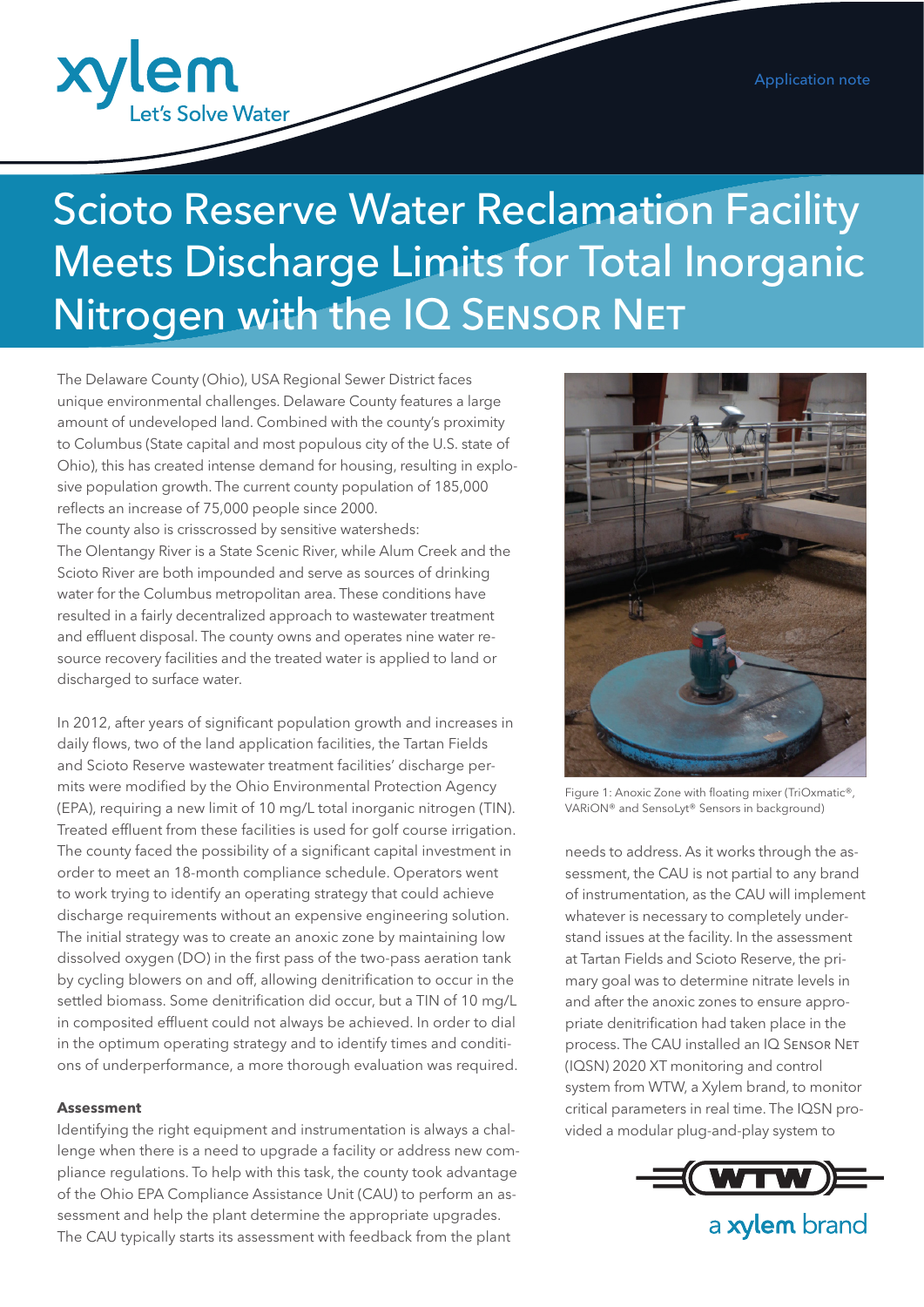# Scioto Reserve Water Reclamation Facility Meets Discharge Limits for Total Inorganic Nitrogen with the IQ SENSOR NET

The Delaware County (Ohio), USA Regional Sewer District faces unique environmental challenges. Delaware County features a large amount of undeveloped land. Combined with the county's proximity to Columbus (State capital and most populous city of the U.S. state of Ohio), this has created intense demand for housing, resulting in explosive population growth. The current county population of 185,000 reflects an increase of 75,000 people since 2000.

The county also is crisscrossed by sensitive watersheds: The Olentangy River is a State Scenic River, while Alum Creek and the Scioto River are both impounded and serve as sources of drinking water for the Columbus metropolitan area. These conditions have resulted in a fairly decentralized approach to wastewater treatment and effluent disposal. The county owns and operates nine water resource recovery facilities and the treated water is applied to land or discharged to surface water.

In 2012, after years of significant population growth and increases in daily flows, two of the land application facilities, the Tartan Fields and Scioto Reserve wastewater treatment facilities' discharge permits were modified by the Ohio Environmental Protection Agency (EPA), requiring a new limit of 10 mg/L total inorganic nitrogen (TIN). Treated effluent from these facilities is used for golf course irrigation. The county faced the possibility of a significant capital investment in order to meet an 18-month compliance schedule. Operators went to work trying to identify an operating strategy that could achieve discharge requirements without an expensive engineering solution. The initial strategy was to create an anoxic zone by maintaining low dissolved oxygen (DO) in the first pass of the two-pass aeration tank by cycling blowers on and off, allowing denitrification to occur in the settled biomass. Some denitrification did occur, but a TIN of 10 mg/L in composited effluent could not always be achieved. In order to dial in the optimum operating strategy and to identify times and conditions of underperformance, a more thorough evaluation was required.

**Assessment**

Identifying the right equipment and instrumentation is always a challenge when there is a need to upgrade a facility or address new compliance regulations. To help with this task, the county took advantage of the Ohio EPA Compliance Assistance Unit (CAU) to perform an assessment and help the plant determine the appropriate upgrades. The CAU typically starts its assessment with feedback from the plant needs to address. As it works through the assessment, the CAU is not partial to any brand of instrumentation, as the CAU will implement whatever is necessary to completely understand issues at the facility. In the assessment at Tartan Fields and Scioto Reserve, the primary goal was to determine nitrate levels in and after the anoxic zones to ensure appropriate denitrification had taken place in the process. The CAU installed an IQ SENSOR NET (IQSN) 2020 XT monitoring and control system from WTW, a Xylem brand, to monitor critical parameters in real time. The IQSN provided a modular plug-and-play system to

Figure 1: Anoxic Zone with floating mixer (TriOxmatic®, VARiON® and SensoLyt® Sensors in background)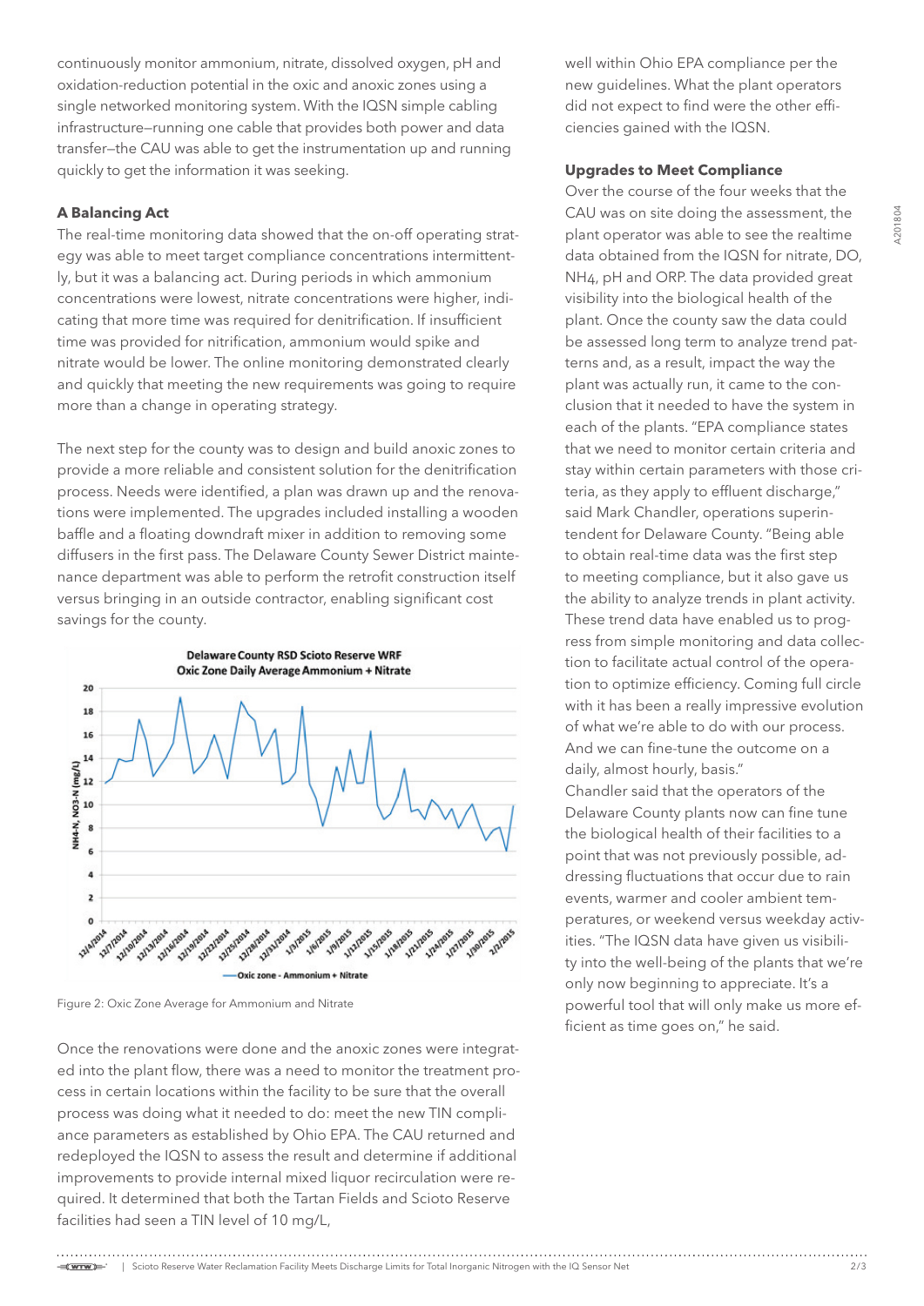continuously monitor ammonium, nitrate, dissolved oxygen, pH and oxidation-reduction potential in the oxic and anoxic zones using a single networked monitoring system. With the IQSN simple cabling infrastructure—running one cable that provides both power and data transfer—the CAU was able to get the instrumentation up and running quickly to get the information it was seeking.

### A Balancing Act

The real-time monitoring data showed that the on-off operating strategy was able to meet target compliance concentrations intermittently, but it was a balancing act. During periods in which ammonium concentrations were lowest, nitrate concentrations were higher, indicating that more time was required for denitrification. If insufficient time was provided for nitrification, ammonium would spike and nitrate would be lower. The online monitoring demonstrated clearly and quickly that meeting the new requirements was going to require more than a change in operating strategy.

The next step for the county was to design and build anoxic zones to provide a more reliable and consistent solution for the denitrification process. Needs were identified, a plan was drawn up and the renovations were implemented. The upgrades included installing a wooden baffle and a floating downdraft mixer in addition to removing some diffusers in the first pass. The Delaware County Sewer District maintenance department was able to perform the retrofit construction itself versus bringing in an outside contractor, enabling significant cost savings for the county.

Figure 2: Oxic Zone Average for Ammonium and Nitrate

Once the renovations were done and the anoxic zones were integrated into the plant flow, there was a need to monitor the treatment process in certain locations within the facility to be sure that the overall process was doing what it needed to do: meet the new TIN compliance parameters as established by Ohio EPA. The CAU returned and redeployed the IQSN to assess the result and determine if additional improvements to provide internal mixed liquor recirculation were required. It determined that both the Tartan Fields and Scioto Reserve facilities had seen a TIN level of 10 mg/L, well within Ohio EPA compliance per the new guidelines. What the plant operators did not expect to find were the other efficiencies gained with the IQSN.

### Upgrades to Meet Compliance

Over the course of the four weeks that the CAU was on site doing the assessment, the plant operator was able to see the realtime data obtained from the IQSN for nitrate, DO, $NH_4$, pH and ORP. The data provided great visibility into the biological health of the plant. Once the county saw the data could be assessed long term to analyze trend patterns and, as a result, impact the way the plant was actually run, it came to the conclusion that it needed to have the system in each of the plants. "EPA compliance states that we need to monitor certain criteria and stay within certain parameters with those criteria, as they apply to effluent discharge," said Mark Chandler, operations superintendent for Delaware County. "Being able to obtain real-time data was the first step to meeting compliance, but it also gave us the ability to analyze trends in plant activity. These trend data have enabled us to progress from simple monitoring and data collection to facilitate actual control of the operation to optimize efficiency. Coming full circle with it has been a really impressive evolution of what we're able to do with our process. And we can fine-tune the outcome on a daily, almost hourly, basis."

Chandler said that the operators of the Delaware County plants now can fine tune the biological health of their facilities to a point that was not previously possible, addressing fluctuations that occur due to rain events, warmer and cooler ambient temperatures, or weekend versus weekday activities. "The IQSN data have given us visibility into the well-being of the plants that we're only now beginning to appreciate. It's a powerful tool that will only make us more efficient as time goes on," he said.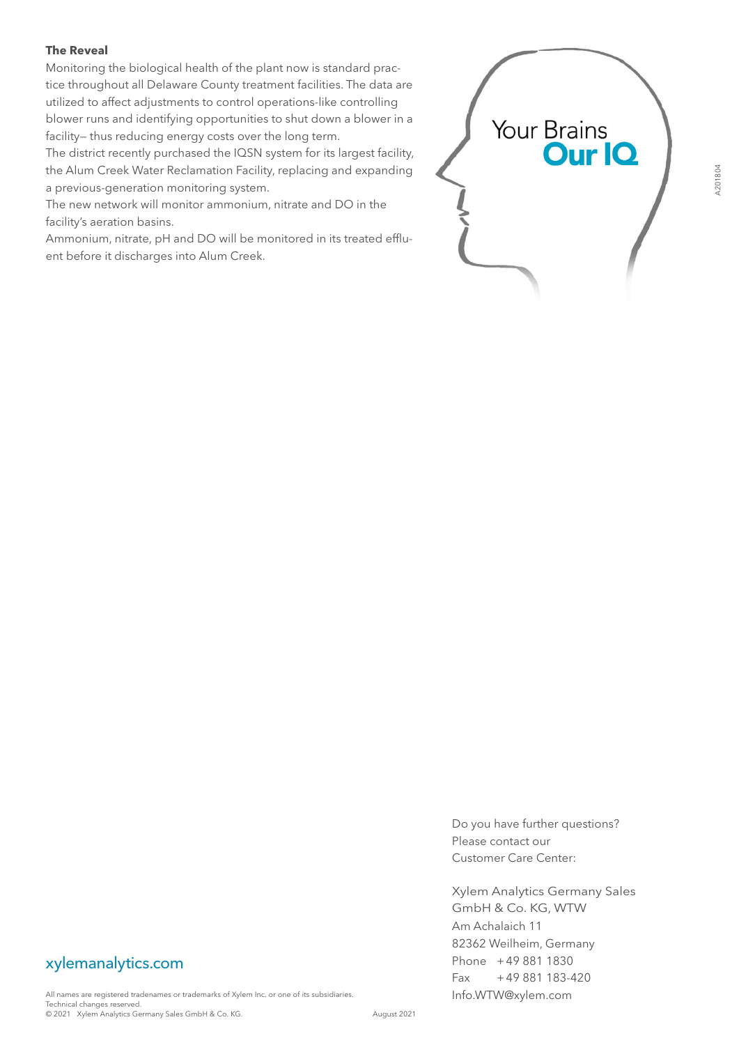### The Reveal

Monitoring the biological health of the plant now is standard practice throughout all Delaware County treatment facilities. The data are utilized to affect adjustments to control operations-like controlling blower runs and identifying opportunities to shut down a blower in a facility— thus reducing energy costs over the long term.

The district recently purchased the IQSN system for its largest facility, the Alum Creek Water Reclamation Facility, replacing and expanding a previous-generation monitoring system.

The new network will monitor ammonium, nitrate and DO in the facility's aeration basins.

Ammonium, nitrate, pH and DO will be monitored in its treated effluent before it discharges into Alum Creek.

Your Brains
**Our IQ**

A201804

Do you have further questions?
Please contact our
Customer Care Center:

Xylem Analytics Germany Sales
GmbH & Co. KG, WTW
Am Achalaich 11
82362 Weilheim, Germany
Phone +49 881 1830
Fax +49 881 183-420
Info.WTW@xylem.com

xylemanalytics.com

All names are registered tradenames or trademarks of Xylem Inc. or one of its subsidiaries.
Technical changes reserved.
© 2021 Xylem Analytics Germany Sales GmbH & Co. KG.

August 2021